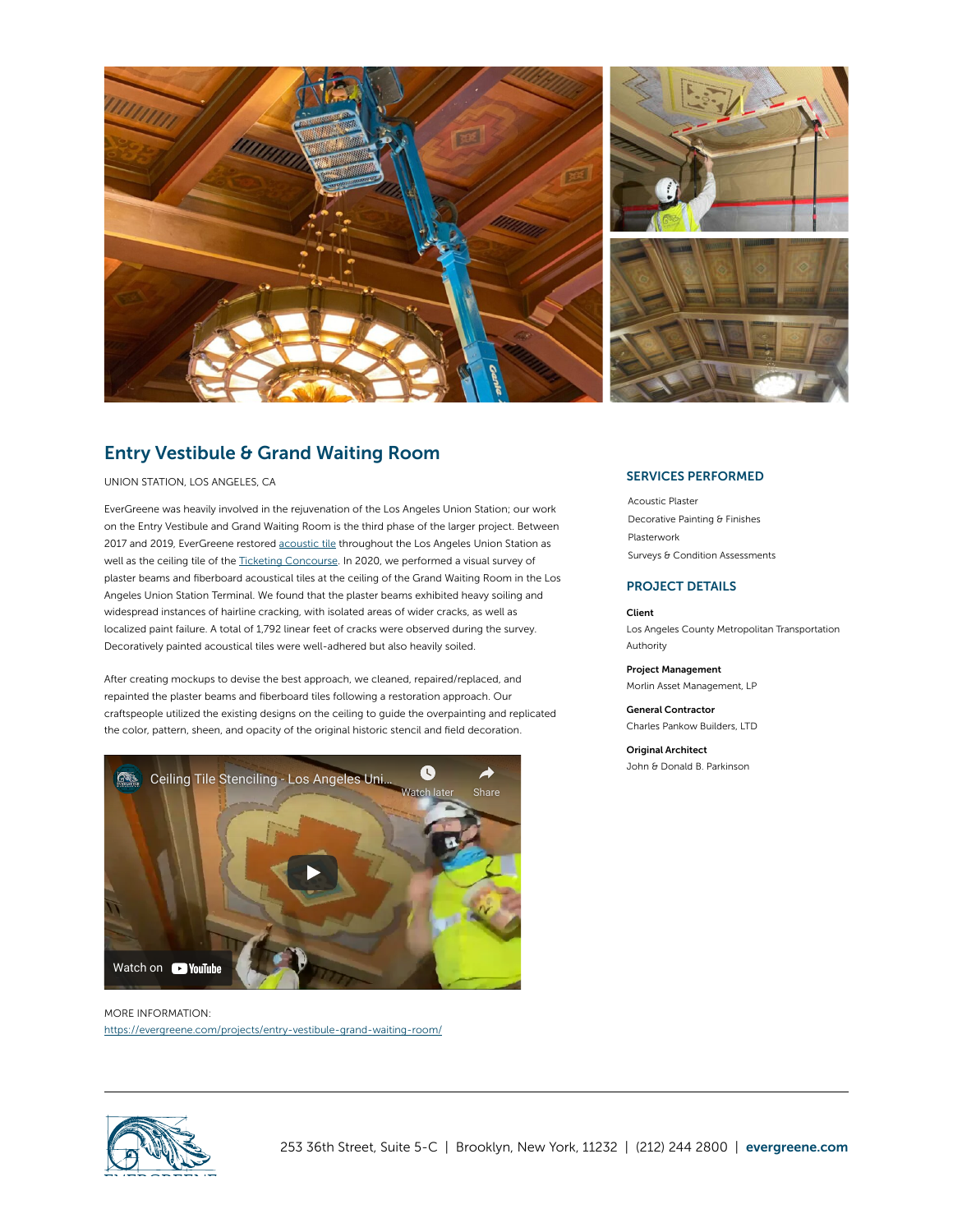## Entry Vestibule & Grand Waiting Room

UNION STATION, LOS ANGELES, CA

EverGreene was heavily involved in the rejuvenation of the Los Angeles Union Station; our work on the Entry Vestibule and Grand Waiting Room is the third phase of the larger project. Between 2017 and 2019, EverGreene restored acoustic tile throughout the Los Angeles Union Station as well as the ceiling tile of the Ticketing Concourse. In 2020, we performed a visual survey of plaster beams and fiberboard acoustical tiles at the ceiling of the Grand Waiting Room in the Los Angeles Union Station Terminal. We found that the plaster beams exhibited heavy soiling and widespread instances of hairline cracking, with isolated areas of wider cracks, as well as localized paint failure. A total of 1,792 linear feet of cracks were observed during the survey. Decoratively painted acoustical tiles were well-adhered but also heavily soiled.

After creating mockups to devise the best approach, we cleaned, repaired/replaced, and repainted the plaster beams and fiberboard tiles following a restoration approach. Our craftspeople utilized the existing designs on the ceiling to guide the overpainting and replicated the color, pattern, sheen, and opacity of the original historic stencil and field decoration.

MORE INFORMATION:
https://evergreene.com/projects/entry-vestibule-grand-waiting-room/

### SERVICES PERFORMED

Acoustic Plaster
Decorative Painting & Finishes
Plasterwork
Surveys & Condition Assessments

### PROJECT DETAILS

**Client**
Los Angeles County Metropolitan Transportation Authority

**Project Management**
Morlin Asset Management, LP

**General Contractor**
Charles Pankow Builders, LTD

**Original Architect**
John & Donald B. Parkinson

253 36th Street, Suite 5-C | Brooklyn, New York, 11232 | (212) 244 2800 | **evergreene.com**